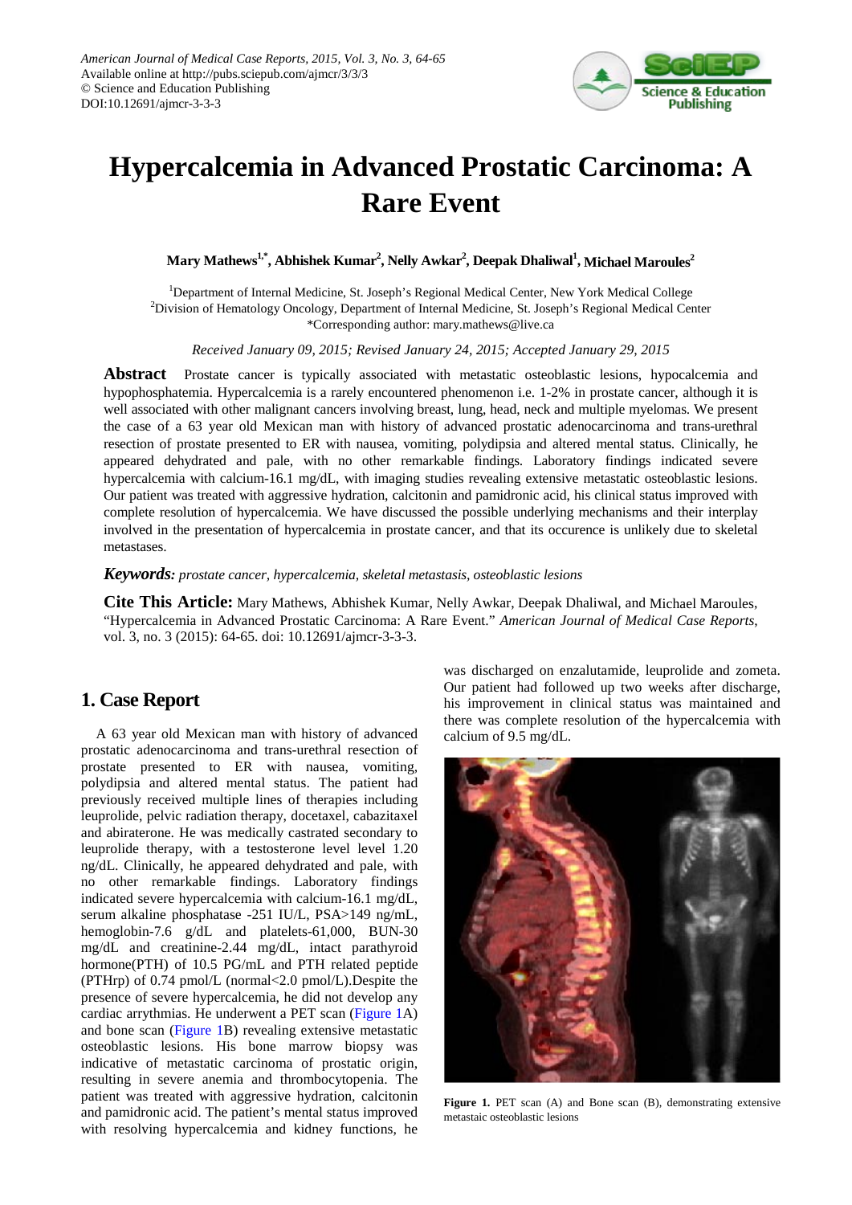# Hypercalcemia in Advanced Prostatic Carcinoma: A Rare Event

**Mary Mathews[1,*], Abhishek Kumar[2], Nelly Awkar[2], Deepak Dhaliwal[1], Michael Maroules[2]**

[1]Department of Internal Medicine, St. Joseph's Regional Medical Center, New York Medical College
[2]Division of Hematology Oncology, Department of Internal Medicine, St. Joseph's Regional Medical Center
*Corresponding author: mary.mathews@live.ca

*Received January 09, 2015; Revised January 24, 2015; Accepted January 29, 2015*

**Abstract** Prostate cancer is typically associated with metastatic osteoblastic lesions, hypocalcemia and hypophosphatemia. Hypercalcemia is a rarely encountered phenomenon i.e. 1-2% in prostate cancer, although it is well associated with other malignant cancers involving breast, lung, head, neck and multiple myelomas. We present the case of a 63 year old Mexican man with history of advanced prostatic adenocarcinoma and trans-urethral resection of prostate presented to ER with nausea, vomiting, polydipsia and altered mental status. Clinically, he appeared dehydrated and pale, with no other remarkable findings. Laboratory findings indicated severe hypercalcemia with calcium-16.1 mg/dL, with imaging studies revealing extensive metastatic osteoblastic lesions. Our patient was treated with aggressive hydration, calcitonin and pamidronic acid, his clinical status improved with complete resolution of hypercalcemia. We have discussed the possible underlying mechanisms and their interplay involved in the presentation of hypercalcemia in prostate cancer, and that its occurence is unlikely due to skeletal metastases.

***Keywords:*** *prostate cancer, hypercalcemia, skeletal metastasis, osteoblastic lesions*

**Cite This Article:** Mary Mathews, Abhishek Kumar, Nelly Awkar, Deepak Dhaliwal, and Michael Maroules, "Hypercalcemia in Advanced Prostatic Carcinoma: A Rare Event." *American Journal of Medical Case Reports*, vol. 3, no. 3 (2015): 64-65. doi: 10.12691/ajmcr-3-3-3.

## 1. Case Report

A 63 year old Mexican man with history of advanced prostatic adenocarcinoma and trans-urethral resection of prostate presented to ER with nausea, vomiting, polydipsia and altered mental status. The patient had previously received multiple lines of therapies including leuprolide, pelvic radiation therapy, docetaxel, cabazitaxel and abiraterone. He was medically castrated secondary to leuprolide therapy, with a testosterone level level 1.20 ng/dL. Clinically, he appeared dehydrated and pale, with no other remarkable findings. Laboratory findings indicated severe hypercalcemia with calcium-16.1 mg/dL, serum alkaline phosphatase -251 IU/L, PSA>149 ng/mL, hemoglobin-7.6 g/dL and platelets-61,000, BUN-30 mg/dL and creatinine-2.44 mg/dL, intact parathyroid hormone(PTH) of 10.5 PG/mL and PTH related peptide (PTHrp) of 0.74 pmol/L (normal<2.0 pmol/L).Despite the presence of severe hypercalcemia, he did not develop any cardiac arrythmias. He underwent a PET scan (Figure 1A) and bone scan (Figure 1B) revealing extensive metastatic osteoblastic lesions. His bone marrow biopsy was indicative of metastatic carcinoma of prostatic origin, resulting in severe anemia and thrombocytopenia. The patient was treated with aggressive hydration, calcitonin and pamidronic acid. The patient's mental status improved with resolving hypercalcemia and kidney functions, he was discharged on enzalutamide, leuprolide and zometa. Our patient had followed up two weeks after discharge, his improvement in clinical status was maintained and there was complete resolution of the hypercalcemia with calcium of 9.5 mg/dL.

**Figure 1.** PET scan (A) and Bone scan (B), demonstrating extensive metastaic osteoblastic lesions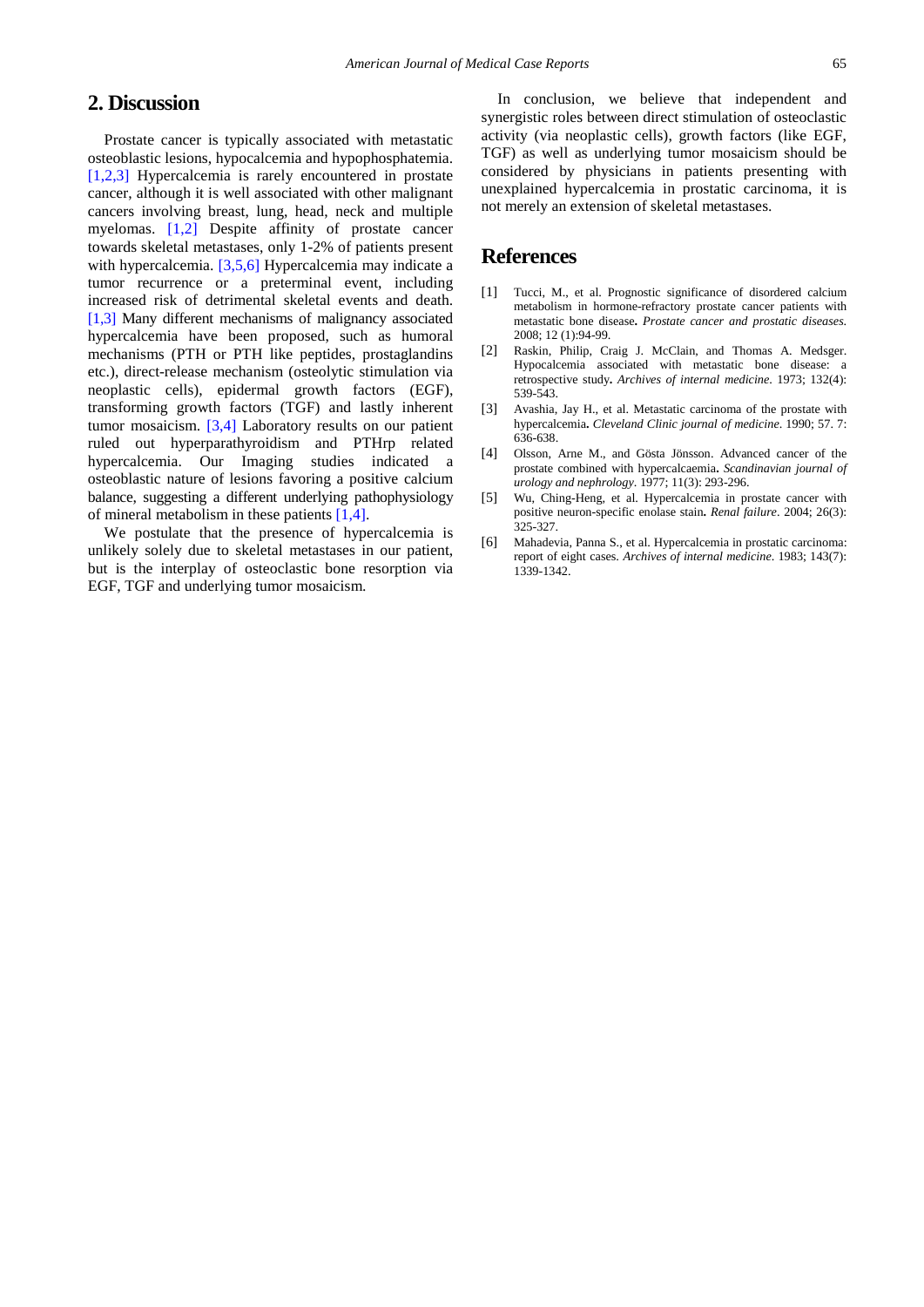## 2. Discussion

Prostate cancer is typically associated with metastatic osteoblastic lesions, hypocalcemia and hypophosphatemia. [1,2,3] Hypercalcemia is rarely encountered in prostate cancer, although it is well associated with other malignant cancers involving breast, lung, head, neck and multiple myelomas. [1,2] Despite affinity of prostate cancer towards skeletal metastases, only 1-2% of patients present with hypercalcemia. [3,5,6] Hypercalcemia may indicate a tumor recurrence or a preterminal event, including increased risk of detrimental skeletal events and death. [1,3] Many different mechanisms of malignancy associated hypercalcemia have been proposed, such as humoral mechanisms (PTH or PTH like peptides, prostaglandins etc.), direct-release mechanism (osteolytic stimulation via neoplastic cells), epidermal growth factors (EGF), transforming growth factors (TGF) and lastly inherent tumor mosaicism. [3,4] Laboratory results on our patient ruled out hyperparathyroidism and PTHrp related hypercalcemia. Our Imaging studies indicated a osteoblastic nature of lesions favoring a positive calcium balance, suggesting a different underlying pathophysiology of mineral metabolism in these patients [1,4].

We postulate that the presence of hypercalcemia is unlikely solely due to skeletal metastases in our patient, but is the interplay of osteoclastic bone resorption via EGF, TGF and underlying tumor mosaicism.

In conclusion, we believe that independent and synergistic roles between direct stimulation of osteoclastic activity (via neoplastic cells), growth factors (like EGF, TGF) as well as underlying tumor mosaicism should be considered by physicians in patients presenting with unexplained hypercalcemia in prostatic carcinoma, it is not merely an extension of skeletal metastases.

## References

[1] Tucci, M., et al. Prognostic significance of disordered calcium metabolism in hormone-refractory prostate cancer patients with metastatic bone disease. *Prostate cancer and prostatic diseases*. 2008; 12 (1):94-99.

[2] Raskin, Philip, Craig J. McClain, and Thomas A. Medsger. Hypocalcemia associated with metastatic bone disease: a retrospective study. *Archives of internal medicine*. 1973; 132(4): 539-543.

[3] Avashia, Jay H., et al. Metastatic carcinoma of the prostate with hypercalcemia. *Cleveland Clinic journal of medicine*. 1990; 57. 7: 636-638.

[4] Olsson, Arne M., and Gösta Jönsson. Advanced cancer of the prostate combined with hypercalcaemia. *Scandinavian journal of urology and nephrology*. 1977; 11(3): 293-296.

[5] Wu, Ching-Heng, et al. Hypercalcemia in prostate cancer with positive neuron-specific enolase stain. *Renal failure*. 2004; 26(3): 325-327.

[6] Mahadevia, Panna S., et al. Hypercalcemia in prostatic carcinoma: report of eight cases. *Archives of internal medicine*. 1983; 143(7): 1339-1342.